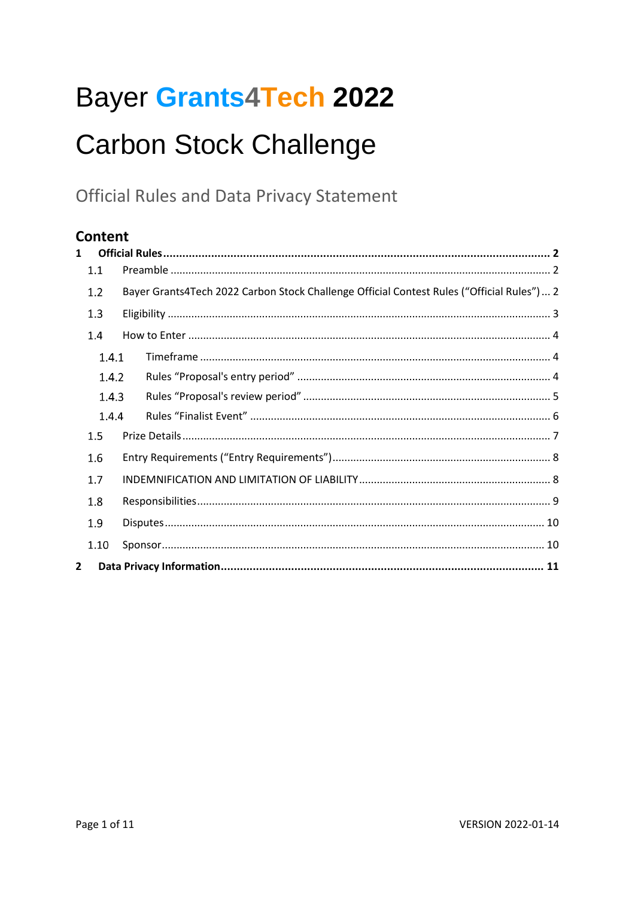# Bayer Grants4Tech 2022

# Carbon Stock Challenge

## Official Rules and Data Privacy Statement

### Content

**1 Official Rules ........................................................................................................................ 2**

- 1.1 Preamble ............................................................................................................................. 2
- 1.2 Bayer Grants4Tech 2022 Carbon Stock Challenge Official Contest Rules (“Official Rules”) ... 2
- 1.3 Eligibility ................................................................................................................................ 3
- 1.4 How to Enter .......................................................................................................................... 4
  - 1.4.1 Timeframe ...................................................................................................................... 4
  - 1.4.2 Rules “Proposal's entry period” ..................................................................................... 4
  - 1.4.3 Rules “Proposal's review period” ................................................................................... 5
  - 1.4.4 Rules “Finalist Event” ..................................................................................................... 6
- 1.5 Prize Details ........................................................................................................................... 7
- 1.6 Entry Requirements (“Entry Requirements”) ......................................................................... 8
- 1.7 INDEMNIFICATION AND LIMITATION OF LIABILITY ................................................................ 8
- 1.8 Responsibilities ...................................................................................................................... 9
- 1.9 Disputes ............................................................................................................................... 10
- 1.10 Sponsor ............................................................................................................................... 10

**2 Data Privacy Information ..................................................................................................... 11**

VERSION 2022-01-14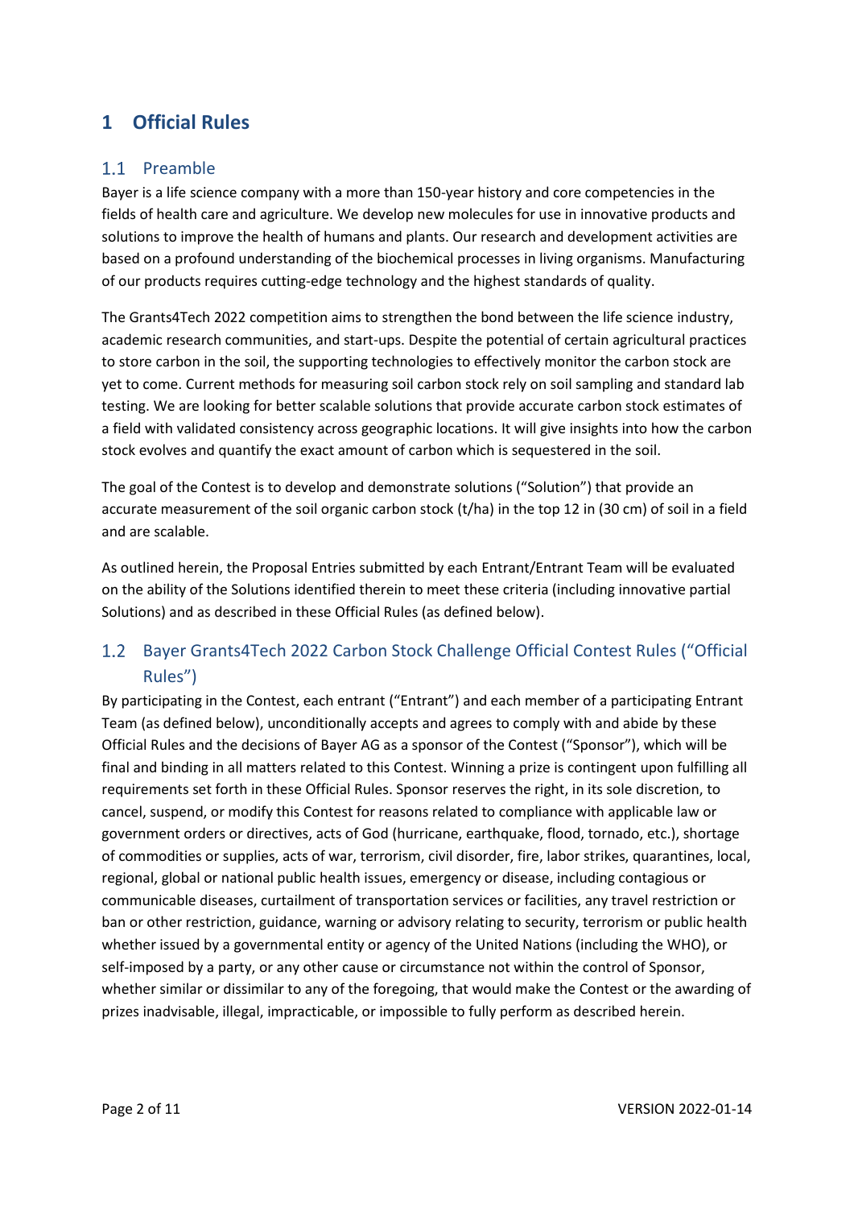# 1 Official Rules

## 1.1 Preamble

Bayer is a life science company with a more than 150-year history and core competencies in the fields of health care and agriculture. We develop new molecules for use in innovative products and solutions to improve the health of humans and plants. Our research and development activities are based on a profound understanding of the biochemical processes in living organisms. Manufacturing of our products requires cutting-edge technology and the highest standards of quality.

The Grants4Tech 2022 competition aims to strengthen the bond between the life science industry, academic research communities, and start-ups. Despite the potential of certain agricultural practices to store carbon in the soil, the supporting technologies to effectively monitor the carbon stock are yet to come. Current methods for measuring soil carbon stock rely on soil sampling and standard lab testing. We are looking for better scalable solutions that provide accurate carbon stock estimates of a field with validated consistency across geographic locations. It will give insights into how the carbon stock evolves and quantify the exact amount of carbon which is sequestered in the soil.

The goal of the Contest is to develop and demonstrate solutions ("Solution") that provide an accurate measurement of the soil organic carbon stock (t/ha) in the top 12 in (30 cm) of soil in a field and are scalable.

As outlined herein, the Proposal Entries submitted by each Entrant/Entrant Team will be evaluated on the ability of the Solutions identified therein to meet these criteria (including innovative partial Solutions) and as described in these Official Rules (as defined below).

## 1.2 Bayer Grants4Tech 2022 Carbon Stock Challenge Official Contest Rules ("Official Rules")

By participating in the Contest, each entrant ("Entrant") and each member of a participating Entrant Team (as defined below), unconditionally accepts and agrees to comply with and abide by these Official Rules and the decisions of Bayer AG as a sponsor of the Contest ("Sponsor"), which will be final and binding in all matters related to this Contest. Winning a prize is contingent upon fulfilling all requirements set forth in these Official Rules. Sponsor reserves the right, in its sole discretion, to cancel, suspend, or modify this Contest for reasons related to compliance with applicable law or government orders or directives, acts of God (hurricane, earthquake, flood, tornado, etc.), shortage of commodities or supplies, acts of war, terrorism, civil disorder, fire, labor strikes, quarantines, local, regional, global or national public health issues, emergency or disease, including contagious or communicable diseases, curtailment of transportation services or facilities, any travel restriction or ban or other restriction, guidance, warning or advisory relating to security, terrorism or public health whether issued by a governmental entity or agency of the United Nations (including the WHO), or self-imposed by a party, or any other cause or circumstance not within the control of Sponsor, whether similar or dissimilar to any of the foregoing, that would make the Contest or the awarding of prizes inadvisable, illegal, impracticable, or impossible to fully perform as described herein.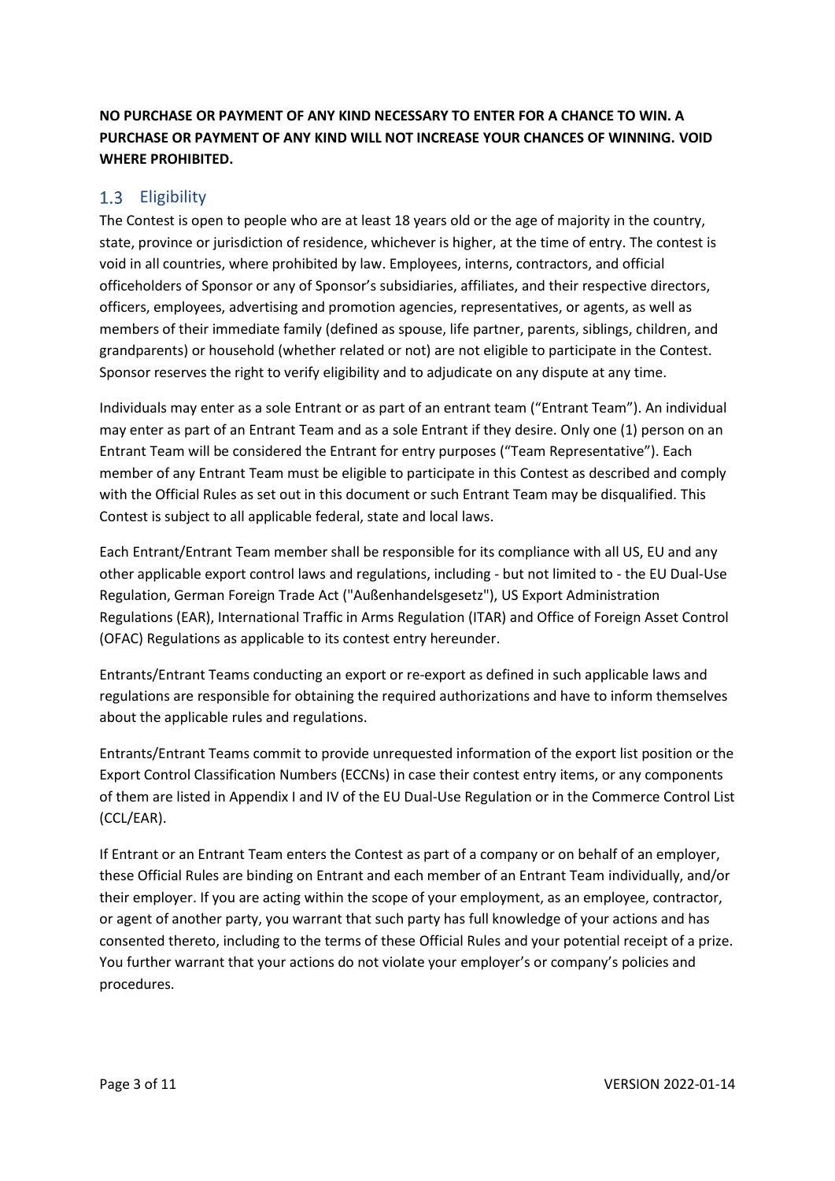**NO PURCHASE OR PAYMENT OF ANY KIND NECESSARY TO ENTER FOR A CHANCE TO WIN. A PURCHASE OR PAYMENT OF ANY KIND WILL NOT INCREASE YOUR CHANCES OF WINNING. VOID WHERE PROHIBITED.**

## 1.3 Eligibility

The Contest is open to people who are at least 18 years old or the age of majority in the country, state, province or jurisdiction of residence, whichever is higher, at the time of entry. The contest is void in all countries, where prohibited by law. Employees, interns, contractors, and official officeholders of Sponsor or any of Sponsor's subsidiaries, affiliates, and their respective directors, officers, employees, advertising and promotion agencies, representatives, or agents, as well as members of their immediate family (defined as spouse, life partner, parents, siblings, children, and grandparents) or household (whether related or not) are not eligible to participate in the Contest. Sponsor reserves the right to verify eligibility and to adjudicate on any dispute at any time.

Individuals may enter as a sole Entrant or as part of an entrant team ("Entrant Team"). An individual may enter as part of an Entrant Team and as a sole Entrant if they desire. Only one (1) person on an Entrant Team will be considered the Entrant for entry purposes ("Team Representative"). Each member of any Entrant Team must be eligible to participate in this Contest as described and comply with the Official Rules as set out in this document or such Entrant Team may be disqualified. This Contest is subject to all applicable federal, state and local laws.

Each Entrant/Entrant Team member shall be responsible for its compliance with all US, EU and any other applicable export control laws and regulations, including - but not limited to - the EU Dual-Use Regulation, German Foreign Trade Act ("Außenhandelsgesetz"), US Export Administration Regulations (EAR), International Traffic in Arms Regulation (ITAR) and Office of Foreign Asset Control (OFAC) Regulations as applicable to its contest entry hereunder.

Entrants/Entrant Teams conducting an export or re-export as defined in such applicable laws and regulations are responsible for obtaining the required authorizations and have to inform themselves about the applicable rules and regulations.

Entrants/Entrant Teams commit to provide unrequested information of the export list position or the Export Control Classification Numbers (ECCNs) in case their contest entry items, or any components of them are listed in Appendix I and IV of the EU Dual-Use Regulation or in the Commerce Control List (CCL/EAR).

If Entrant or an Entrant Team enters the Contest as part of a company or on behalf of an employer, these Official Rules are binding on Entrant and each member of an Entrant Team individually, and/or their employer. If you are acting within the scope of your employment, as an employee, contractor, or agent of another party, you warrant that such party has full knowledge of your actions and has consented thereto, including to the terms of these Official Rules and your potential receipt of a prize. You further warrant that your actions do not violate your employer's or company's policies and procedures.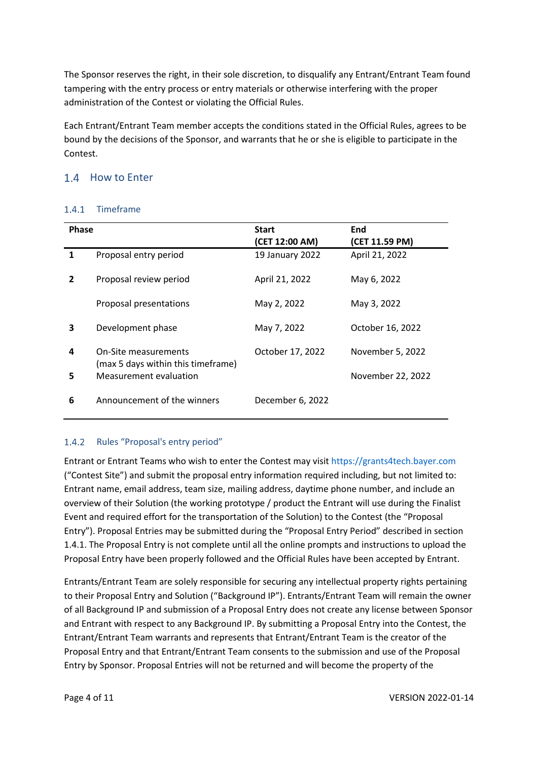The Sponsor reserves the right, in their sole discretion, to disqualify any Entrant/Entrant Team found tampering with the entry process or entry materials or otherwise interfering with the proper administration of the Contest or violating the Official Rules.

Each Entrant/Entrant Team member accepts the conditions stated in the Official Rules, agrees to be bound by the decisions of the Sponsor, and warrants that he or she is eligible to participate in the Contest.

## 1.4 How to Enter

### 1.4.1 Timeframe

| Phase | | Start (CET 12:00 AM) | End (CET 11.59 PM) |
|---|---|---|---|
| **1** | Proposal entry period | 19 January 2022 | April 21, 2022 |
| **2** | Proposal review period | April 21, 2022 | May 6, 2022 |
| | Proposal presentations | May 2, 2022 | May 3, 2022 |
| **3** | Development phase | May 7, 2022 | October 16, 2022 |
| **4** | On-Site measurements (max 5 days within this timeframe) | October 17, 2022 | November 5, 2022 |
| **5** | Measurement evaluation | | November 22, 2022 |
| **6** | Announcement of the winners | December 6, 2022 | |

### 1.4.2 Rules "Proposal's entry period"

Entrant or Entrant Teams who wish to enter the Contest may visit https://grants4tech.bayer.com ("Contest Site") and submit the proposal entry information required including, but not limited to: Entrant name, email address, team size, mailing address, daytime phone number, and include an overview of their Solution (the working prototype / product the Entrant will use during the Finalist Event and required effort for the transportation of the Solution) to the Contest (the "Proposal Entry"). Proposal Entries may be submitted during the "Proposal Entry Period" described in section 1.4.1. The Proposal Entry is not complete until all the online prompts and instructions to upload the Proposal Entry have been properly followed and the Official Rules have been accepted by Entrant.

Entrants/Entrant Team are solely responsible for securing any intellectual property rights pertaining to their Proposal Entry and Solution ("Background IP"). Entrants/Entrant Team will remain the owner of all Background IP and submission of a Proposal Entry does not create any license between Sponsor and Entrant with respect to any Background IP. By submitting a Proposal Entry into the Contest, the Entrant/Entrant Team warrants and represents that Entrant/Entrant Team is the creator of the Proposal Entry and that Entrant/Entrant Team consents to the submission and use of the Proposal Entry by Sponsor. Proposal Entries will not be returned and will become the property of the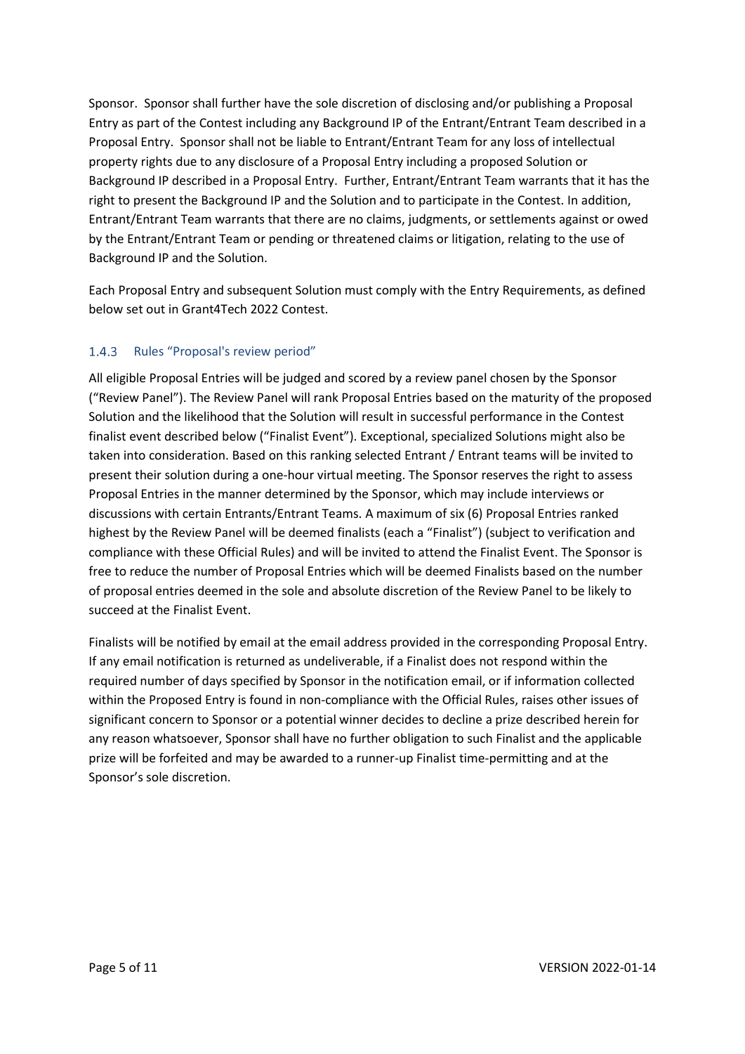Sponsor. Sponsor shall further have the sole discretion of disclosing and/or publishing a Proposal Entry as part of the Contest including any Background IP of the Entrant/Entrant Team described in a Proposal Entry. Sponsor shall not be liable to Entrant/Entrant Team for any loss of intellectual property rights due to any disclosure of a Proposal Entry including a proposed Solution or Background IP described in a Proposal Entry. Further, Entrant/Entrant Team warrants that it has the right to present the Background IP and the Solution and to participate in the Contest. In addition, Entrant/Entrant Team warrants that there are no claims, judgments, or settlements against or owed by the Entrant/Entrant Team or pending or threatened claims or litigation, relating to the use of Background IP and the Solution.

Each Proposal Entry and subsequent Solution must comply with the Entry Requirements, as defined below set out in Grant4Tech 2022 Contest.

### 1.4.3 Rules "Proposal's review period"

All eligible Proposal Entries will be judged and scored by a review panel chosen by the Sponsor ("Review Panel"). The Review Panel will rank Proposal Entries based on the maturity of the proposed Solution and the likelihood that the Solution will result in successful performance in the Contest finalist event described below ("Finalist Event"). Exceptional, specialized Solutions might also be taken into consideration. Based on this ranking selected Entrant / Entrant teams will be invited to present their solution during a one-hour virtual meeting. The Sponsor reserves the right to assess Proposal Entries in the manner determined by the Sponsor, which may include interviews or discussions with certain Entrants/Entrant Teams. A maximum of six (6) Proposal Entries ranked highest by the Review Panel will be deemed finalists (each a "Finalist") (subject to verification and compliance with these Official Rules) and will be invited to attend the Finalist Event. The Sponsor is free to reduce the number of Proposal Entries which will be deemed Finalists based on the number of proposal entries deemed in the sole and absolute discretion of the Review Panel to be likely to succeed at the Finalist Event.

Finalists will be notified by email at the email address provided in the corresponding Proposal Entry. If any email notification is returned as undeliverable, if a Finalist does not respond within the required number of days specified by Sponsor in the notification email, or if information collected within the Proposed Entry is found in non-compliance with the Official Rules, raises other issues of significant concern to Sponsor or a potential winner decides to decline a prize described herein for any reason whatsoever, Sponsor shall have no further obligation to such Finalist and the applicable prize will be forfeited and may be awarded to a runner-up Finalist time-permitting and at the Sponsor's sole discretion.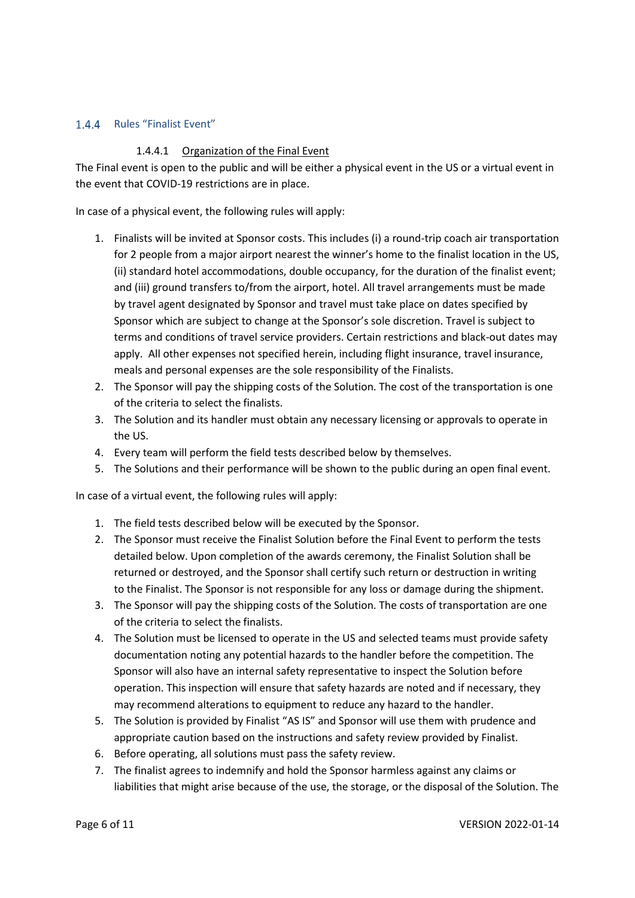### 1.4.4 Rules "Finalist Event"

#### 1.4.4.1 Organization of the Final Event

The Final event is open to the public and will be either a physical event in the US or a virtual event in the event that COVID-19 restrictions are in place.

In case of a physical event, the following rules will apply:

1. Finalists will be invited at Sponsor costs. This includes (i) a round-trip coach air transportation for 2 people from a major airport nearest the winner's home to the finalist location in the US, (ii) standard hotel accommodations, double occupancy, for the duration of the finalist event; and (iii) ground transfers to/from the airport, hotel. All travel arrangements must be made by travel agent designated by Sponsor and travel must take place on dates specified by Sponsor which are subject to change at the Sponsor's sole discretion. Travel is subject to terms and conditions of travel service providers. Certain restrictions and black-out dates may apply. All other expenses not specified herein, including flight insurance, travel insurance, meals and personal expenses are the sole responsibility of the Finalists.
2. The Sponsor will pay the shipping costs of the Solution. The cost of the transportation is one of the criteria to select the finalists.
3. The Solution and its handler must obtain any necessary licensing or approvals to operate in the US.
4. Every team will perform the field tests described below by themselves.
5. The Solutions and their performance will be shown to the public during an open final event.

In case of a virtual event, the following rules will apply:

1. The field tests described below will be executed by the Sponsor.
2. The Sponsor must receive the Finalist Solution before the Final Event to perform the tests detailed below. Upon completion of the awards ceremony, the Finalist Solution shall be returned or destroyed, and the Sponsor shall certify such return or destruction in writing to the Finalist. The Sponsor is not responsible for any loss or damage during the shipment.
3. The Sponsor will pay the shipping costs of the Solution. The costs of transportation are one of the criteria to select the finalists.
4. The Solution must be licensed to operate in the US and selected teams must provide safety documentation noting any potential hazards to the handler before the competition. The Sponsor will also have an internal safety representative to inspect the Solution before operation. This inspection will ensure that safety hazards are noted and if necessary, they may recommend alterations to equipment to reduce any hazard to the handler.
5. The Solution is provided by Finalist "AS IS" and Sponsor will use them with prudence and appropriate caution based on the instructions and safety review provided by Finalist.
6. Before operating, all solutions must pass the safety review.
7. The finalist agrees to indemnify and hold the Sponsor harmless against any claims or liabilities that might arise because of the use, the storage, or the disposal of the Solution. The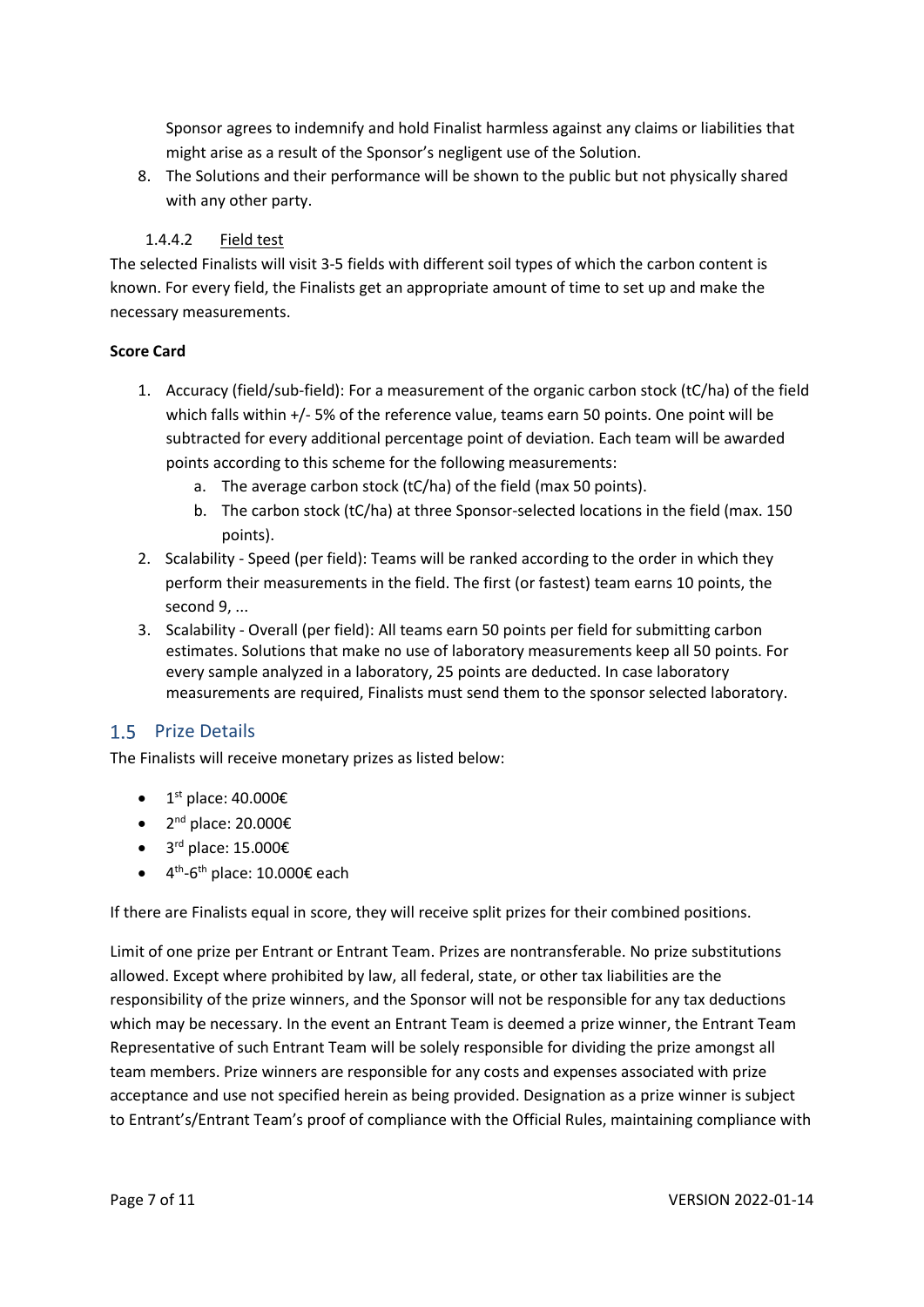Sponsor agrees to indemnify and hold Finalist harmless against any claims or liabilities that might arise as a result of the Sponsor's negligent use of the Solution.

8. The Solutions and their performance will be shown to the public but not physically shared with any other party.

#### 1.4.4.2 Field test

The selected Finalists will visit 3-5 fields with different soil types of which the carbon content is known. For every field, the Finalists get an appropriate amount of time to set up and make the necessary measurements.

**Score Card**

1. Accuracy (field/sub-field): For a measurement of the organic carbon stock (tC/ha) of the field which falls within +/- 5% of the reference value, teams earn 50 points. One point will be subtracted for every additional percentage point of deviation. Each team will be awarded points according to this scheme for the following measurements:
    a. The average carbon stock (tC/ha) of the field (max 50 points).
    b. The carbon stock (tC/ha) at three Sponsor-selected locations in the field (max. 150 points).
2. Scalability - Speed (per field): Teams will be ranked according to the order in which they perform their measurements in the field. The first (or fastest) team earns 10 points, the second 9, ...
3. Scalability - Overall (per field): All teams earn 50 points per field for submitting carbon estimates. Solutions that make no use of laboratory measurements keep all 50 points. For every sample analyzed in a laboratory, 25 points are deducted. In case laboratory measurements are required, Finalists must send them to the sponsor selected laboratory.

## 1.5 Prize Details

The Finalists will receive monetary prizes as listed below:

- 1st place: 40.000€
- 2nd place: 20.000€
- 3rd place: 15.000€
- 4th-6th place: 10.000€ each

If there are Finalists equal in score, they will receive split prizes for their combined positions.

Limit of one prize per Entrant or Entrant Team. Prizes are nontransferable. No prize substitutions allowed. Except where prohibited by law, all federal, state, or other tax liabilities are the responsibility of the prize winners, and the Sponsor will not be responsible for any tax deductions which may be necessary. In the event an Entrant Team is deemed a prize winner, the Entrant Team Representative of such Entrant Team will be solely responsible for dividing the prize amongst all team members. Prize winners are responsible for any costs and expenses associated with prize acceptance and use not specified herein as being provided. Designation as a prize winner is subject to Entrant's/Entrant Team's proof of compliance with the Official Rules, maintaining compliance with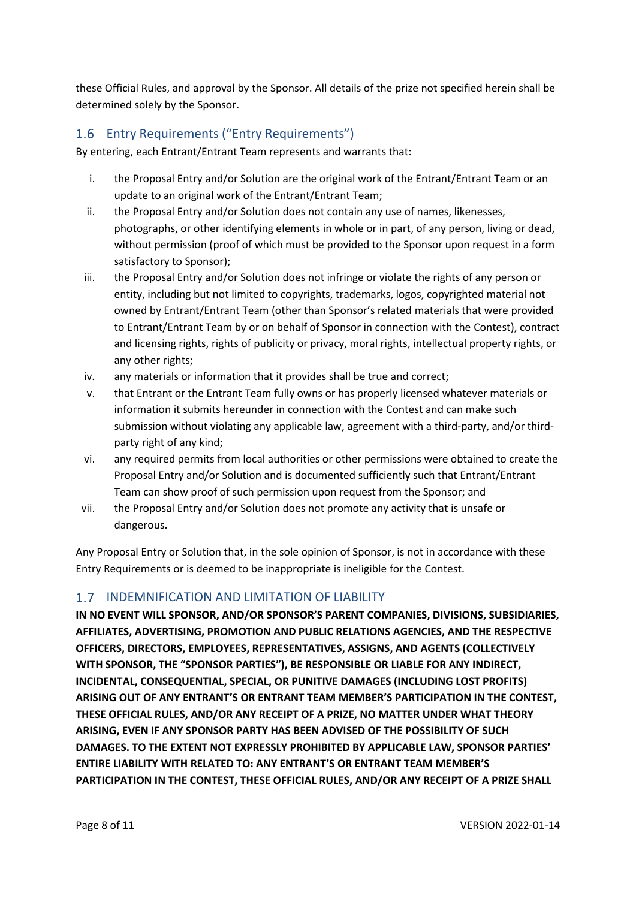these Official Rules, and approval by the Sponsor. All details of the prize not specified herein shall be determined solely by the Sponsor.

## 1.6 Entry Requirements ("Entry Requirements")

By entering, each Entrant/Entrant Team represents and warrants that:

i. the Proposal Entry and/or Solution are the original work of the Entrant/Entrant Team or an update to an original work of the Entrant/Entrant Team;
ii. the Proposal Entry and/or Solution does not contain any use of names, likenesses, photographs, or other identifying elements in whole or in part, of any person, living or dead, without permission (proof of which must be provided to the Sponsor upon request in a form satisfactory to Sponsor);
iii. the Proposal Entry and/or Solution does not infringe or violate the rights of any person or entity, including but not limited to copyrights, trademarks, logos, copyrighted material not owned by Entrant/Entrant Team (other than Sponsor's related materials that were provided to Entrant/Entrant Team by or on behalf of Sponsor in connection with the Contest), contract and licensing rights, rights of publicity or privacy, moral rights, intellectual property rights, or any other rights;
iv. any materials or information that it provides shall be true and correct;
v. that Entrant or the Entrant Team fully owns or has properly licensed whatever materials or information it submits hereunder in connection with the Contest and can make such submission without violating any applicable law, agreement with a third-party, and/or third-party right of any kind;
vi. any required permits from local authorities or other permissions were obtained to create the Proposal Entry and/or Solution and is documented sufficiently such that Entrant/Entrant Team can show proof of such permission upon request from the Sponsor; and
vii. the Proposal Entry and/or Solution does not promote any activity that is unsafe or dangerous.

Any Proposal Entry or Solution that, in the sole opinion of Sponsor, is not in accordance with these Entry Requirements or is deemed to be inappropriate is ineligible for the Contest.

## 1.7 INDEMNIFICATION AND LIMITATION OF LIABILITY

**IN NO EVENT WILL SPONSOR, AND/OR SPONSOR'S PARENT COMPANIES, DIVISIONS, SUBSIDIARIES, AFFILIATES, ADVERTISING, PROMOTION AND PUBLIC RELATIONS AGENCIES, AND THE RESPECTIVE OFFICERS, DIRECTORS, EMPLOYEES, REPRESENTATIVES, ASSIGNS, AND AGENTS (COLLECTIVELY WITH SPONSOR, THE "SPONSOR PARTIES"), BE RESPONSIBLE OR LIABLE FOR ANY INDIRECT, INCIDENTAL, CONSEQUENTIAL, SPECIAL, OR PUNITIVE DAMAGES (INCLUDING LOST PROFITS) ARISING OUT OF ANY ENTRANT'S OR ENTRANT TEAM MEMBER'S PARTICIPATION IN THE CONTEST, THESE OFFICIAL RULES, AND/OR ANY RECEIPT OF A PRIZE, NO MATTER UNDER WHAT THEORY ARISING, EVEN IF ANY SPONSOR PARTY HAS BEEN ADVISED OF THE POSSIBILITY OF SUCH DAMAGES. TO THE EXTENT NOT EXPRESSLY PROHIBITED BY APPLICABLE LAW, SPONSOR PARTIES' ENTIRE LIABILITY WITH RELATED TO: ANY ENTRANT'S OR ENTRANT TEAM MEMBER'S PARTICIPATION IN THE CONTEST, THESE OFFICIAL RULES, AND/OR ANY RECEIPT OF A PRIZE SHALL**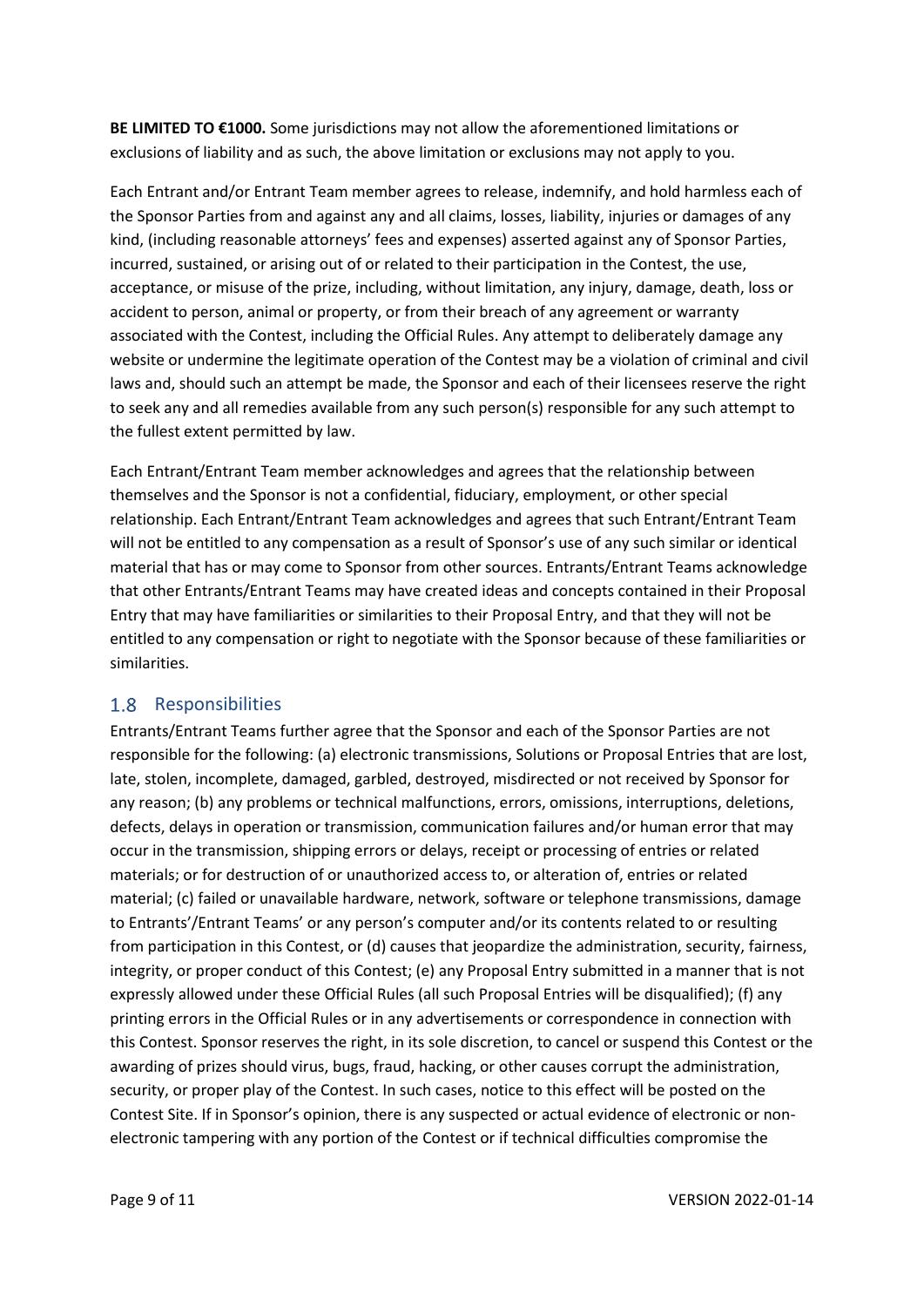**BE LIMITED TO €1000.** Some jurisdictions may not allow the aforementioned limitations or exclusions of liability and as such, the above limitation or exclusions may not apply to you.

Each Entrant and/or Entrant Team member agrees to release, indemnify, and hold harmless each of the Sponsor Parties from and against any and all claims, losses, liability, injuries or damages of any kind, (including reasonable attorneys' fees and expenses) asserted against any of Sponsor Parties, incurred, sustained, or arising out of or related to their participation in the Contest, the use, acceptance, or misuse of the prize, including, without limitation, any injury, damage, death, loss or accident to person, animal or property, or from their breach of any agreement or warranty associated with the Contest, including the Official Rules. Any attempt to deliberately damage any website or undermine the legitimate operation of the Contest may be a violation of criminal and civil laws and, should such an attempt be made, the Sponsor and each of their licensees reserve the right to seek any and all remedies available from any such person(s) responsible for any such attempt to the fullest extent permitted by law.

Each Entrant/Entrant Team member acknowledges and agrees that the relationship between themselves and the Sponsor is not a confidential, fiduciary, employment, or other special relationship. Each Entrant/Entrant Team acknowledges and agrees that such Entrant/Entrant Team will not be entitled to any compensation as a result of Sponsor's use of any such similar or identical material that has or may come to Sponsor from other sources. Entrants/Entrant Teams acknowledge that other Entrants/Entrant Teams may have created ideas and concepts contained in their Proposal Entry that may have familiarities or similarities to their Proposal Entry, and that they will not be entitled to any compensation or right to negotiate with the Sponsor because of these familiarities or similarities.

## 1.8 Responsibilities

Entrants/Entrant Teams further agree that the Sponsor and each of the Sponsor Parties are not responsible for the following: (a) electronic transmissions, Solutions or Proposal Entries that are lost, late, stolen, incomplete, damaged, garbled, destroyed, misdirected or not received by Sponsor for any reason; (b) any problems or technical malfunctions, errors, omissions, interruptions, deletions, defects, delays in operation or transmission, communication failures and/or human error that may occur in the transmission, shipping errors or delays, receipt or processing of entries or related materials; or for destruction of or unauthorized access to, or alteration of, entries or related material; (c) failed or unavailable hardware, network, software or telephone transmissions, damage to Entrants'/Entrant Teams' or any person's computer and/or its contents related to or resulting from participation in this Contest, or (d) causes that jeopardize the administration, security, fairness, integrity, or proper conduct of this Contest; (e) any Proposal Entry submitted in a manner that is not expressly allowed under these Official Rules (all such Proposal Entries will be disqualified); (f) any printing errors in the Official Rules or in any advertisements or correspondence in connection with this Contest. Sponsor reserves the right, in its sole discretion, to cancel or suspend this Contest or the awarding of prizes should virus, bugs, fraud, hacking, or other causes corrupt the administration, security, or proper play of the Contest. In such cases, notice to this effect will be posted on the Contest Site. If in Sponsor's opinion, there is any suspected or actual evidence of electronic or non-electronic tampering with any portion of the Contest or if technical difficulties compromise the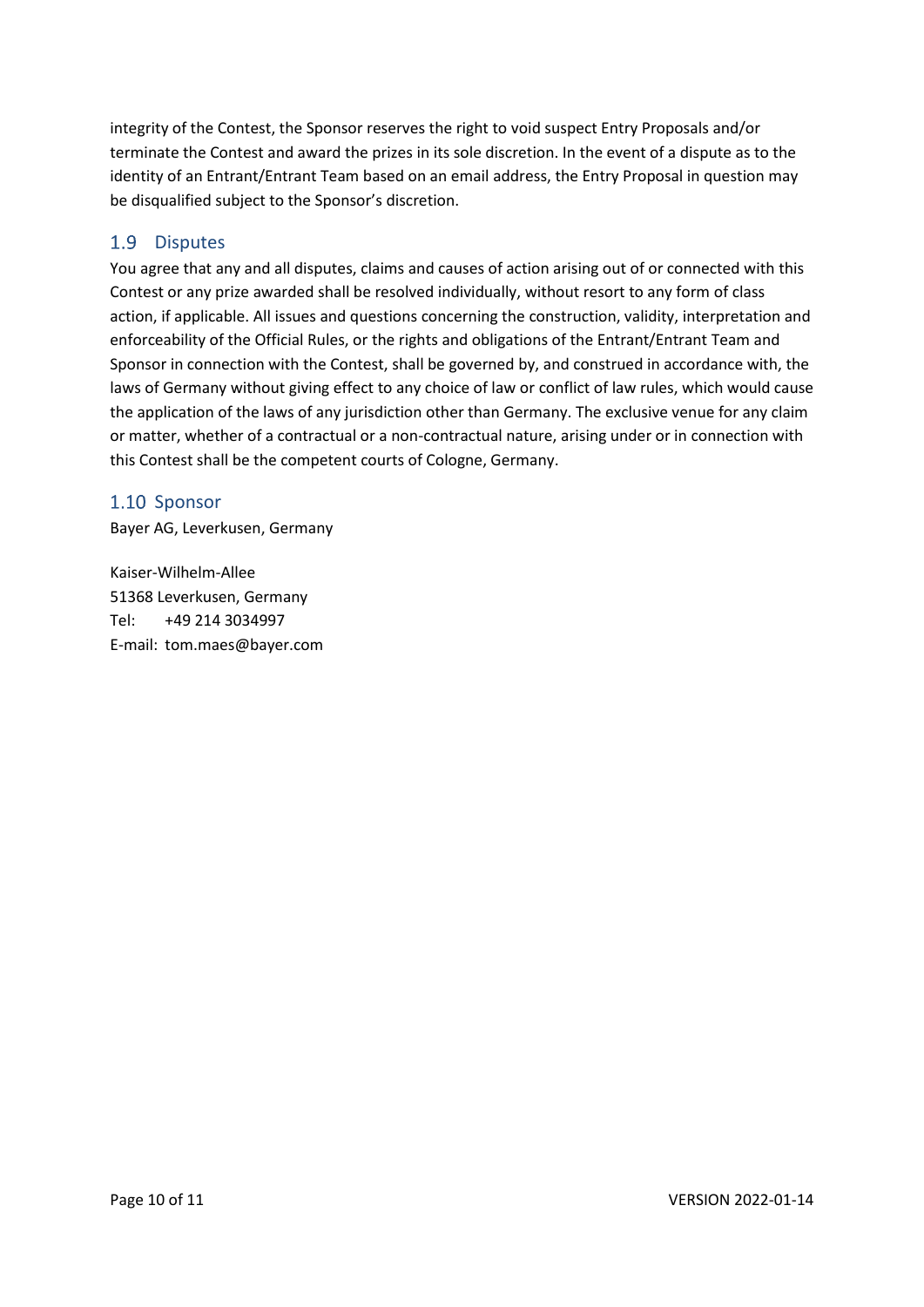integrity of the Contest, the Sponsor reserves the right to void suspect Entry Proposals and/or terminate the Contest and award the prizes in its sole discretion. In the event of a dispute as to the identity of an Entrant/Entrant Team based on an email address, the Entry Proposal in question may be disqualified subject to the Sponsor's discretion.

## 1.9 Disputes

You agree that any and all disputes, claims and causes of action arising out of or connected with this Contest or any prize awarded shall be resolved individually, without resort to any form of class action, if applicable. All issues and questions concerning the construction, validity, interpretation and enforceability of the Official Rules, or the rights and obligations of the Entrant/Entrant Team and Sponsor in connection with the Contest, shall be governed by, and construed in accordance with, the laws of Germany without giving effect to any choice of law or conflict of law rules, which would cause the application of the laws of any jurisdiction other than Germany. The exclusive venue for any claim or matter, whether of a contractual or a non-contractual nature, arising under or in connection with this Contest shall be the competent courts of Cologne, Germany.

## 1.10 Sponsor

Bayer AG, Leverkusen, Germany

Kaiser-Wilhelm-Allee
51368 Leverkusen, Germany
Tel: +49 214 3034997
E-mail: tom.maes@bayer.com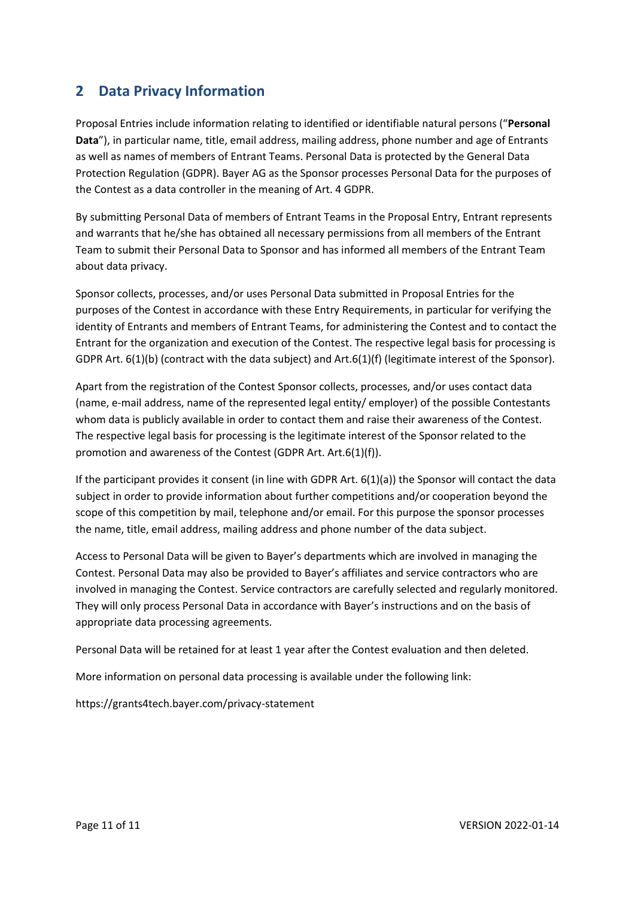## 2 Data Privacy Information

Proposal Entries include information relating to identified or identifiable natural persons ("**Personal Data**"), in particular name, title, email address, mailing address, phone number and age of Entrants as well as names of members of Entrant Teams. Personal Data is protected by the General Data Protection Regulation (GDPR). Bayer AG as the Sponsor processes Personal Data for the purposes of the Contest as a data controller in the meaning of Art. 4 GDPR.

By submitting Personal Data of members of Entrant Teams in the Proposal Entry, Entrant represents and warrants that he/she has obtained all necessary permissions from all members of the Entrant Team to submit their Personal Data to Sponsor and has informed all members of the Entrant Team about data privacy.

Sponsor collects, processes, and/or uses Personal Data submitted in Proposal Entries for the purposes of the Contest in accordance with these Entry Requirements, in particular for verifying the identity of Entrants and members of Entrant Teams, for administering the Contest and to contact the Entrant for the organization and execution of the Contest. The respective legal basis for processing is GDPR Art. 6(1)(b) (contract with the data subject) and Art.6(1)(f) (legitimate interest of the Sponsor).

Apart from the registration of the Contest Sponsor collects, processes, and/or uses contact data (name, e-mail address, name of the represented legal entity/ employer) of the possible Contestants whom data is publicly available in order to contact them and raise their awareness of the Contest. The respective legal basis for processing is the legitimate interest of the Sponsor related to the promotion and awareness of the Contest (GDPR Art. Art.6(1)(f)).

If the participant provides it consent (in line with GDPR Art. 6(1)(a)) the Sponsor will contact the data subject in order to provide information about further competitions and/or cooperation beyond the scope of this competition by mail, telephone and/or email. For this purpose the sponsor processes the name, title, email address, mailing address and phone number of the data subject.

Access to Personal Data will be given to Bayer's departments which are involved in managing the Contest. Personal Data may also be provided to Bayer's affiliates and service contractors who are involved in managing the Contest. Service contractors are carefully selected and regularly monitored. They will only process Personal Data in accordance with Bayer's instructions and on the basis of appropriate data processing agreements.

Personal Data will be retained for at least 1 year after the Contest evaluation and then deleted.

More information on personal data processing is available under the following link:

https://grants4tech.bayer.com/privacy-statement

VERSION 2022-01-14